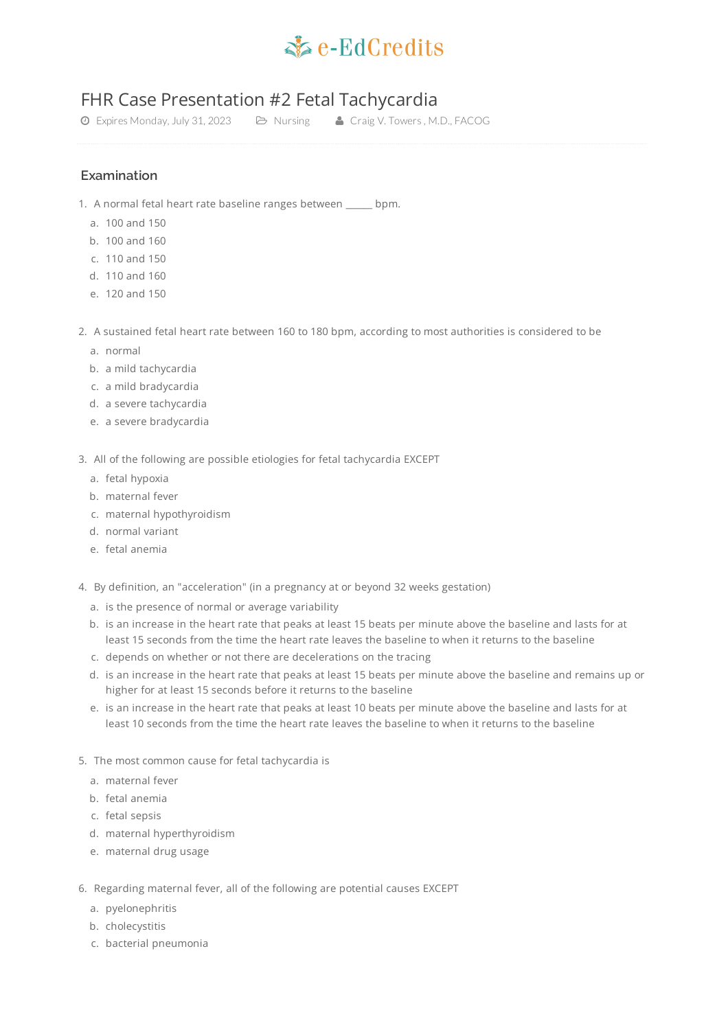e-EdCredits

# FHR Case Presentation #2 Fetal Tachycardia

Expires Monday, July 31, 2023 | Nursing | Craig V. Towers , M.D., FACOG

## Examination

1. A normal fetal heart rate baseline ranges between _____ bpm.
   a. 100 and 150
   b. 100 and 160
   c. 110 and 150
   d. 110 and 160
   e. 120 and 150

2. A sustained fetal heart rate between 160 to 180 bpm, according to most authorities is considered to be
   a. normal
   b. a mild tachycardia
   c. a mild bradycardia
   d. a severe tachycardia
   e. a severe bradycardia

3. All of the following are possible etiologies for fetal tachycardia EXCEPT
   a. fetal hypoxia
   b. maternal fever
   c. maternal hypothyroidism
   d. normal variant
   e. fetal anemia

4. By definition, an "acceleration" (in a pregnancy at or beyond 32 weeks gestation)
   a. is the presence of normal or average variability
   b. is an increase in the heart rate that peaks at least 15 beats per minute above the baseline and lasts for at least 15 seconds from the time the heart rate leaves the baseline to when it returns to the baseline
   c. depends on whether or not there are decelerations on the tracing
   d. is an increase in the heart rate that peaks at least 15 beats per minute above the baseline and remains up or higher for at least 15 seconds before it returns to the baseline
   e. is an increase in the heart rate that peaks at least 10 beats per minute above the baseline and lasts for at least 10 seconds from the time the heart rate leaves the baseline to when it returns to the baseline

5. The most common cause for fetal tachycardia is
   a. maternal fever
   b. fetal anemia
   c. fetal sepsis
   d. maternal hyperthyroidism
   e. maternal drug usage

6. Regarding maternal fever, all of the following are potential causes EXCEPT
   a. pyelonephritis
   b. cholecystitis
   c. bacterial pneumonia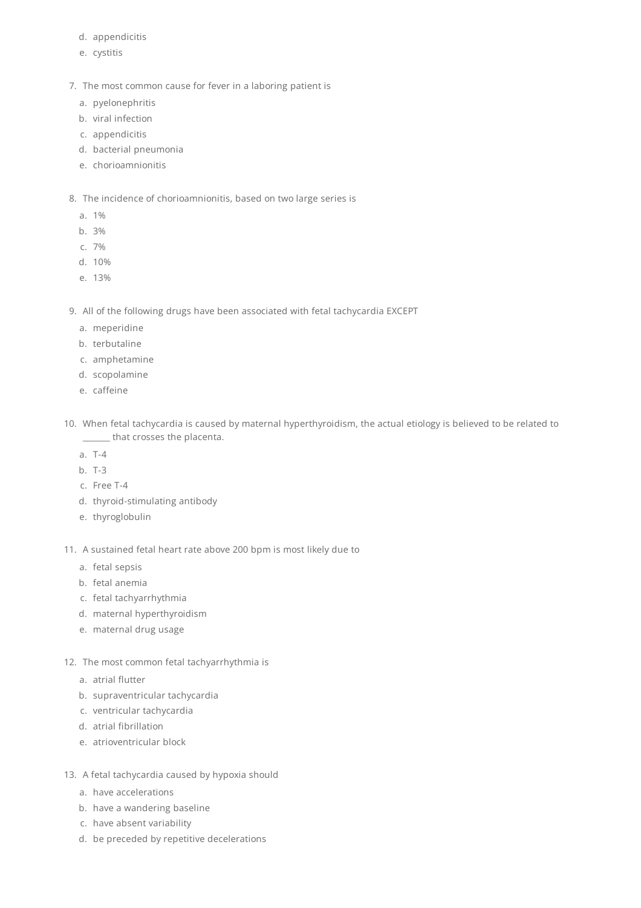d. appendicitis
e. cystitis

7. The most common cause for fever in a laboring patient is
   a. pyelonephritis
   b. viral infection
   c. appendicitis
   d. bacterial pneumonia
   e. chorioamnionitis

8. The incidence of chorioamnionitis, based on two large series is
   a. 1%
   b. 3%
   c. 7%
   d. 10%
   e. 13%

9. All of the following drugs have been associated with fetal tachycardia EXCEPT
   a. meperidine
   b. terbutaline
   c. amphetamine
   d. scopolamine
   e. caffeine

10. When fetal tachycardia is caused by maternal hyperthyroidism, the actual etiology is believed to be related to ______ that crosses the placenta.
    a. T-4
    b. T-3
    c. Free T-4
    d. thyroid-stimulating antibody
    e. thyroglobulin

11. A sustained fetal heart rate above 200 bpm is most likely due to
    a. fetal sepsis
    b. fetal anemia
    c. fetal tachyarrhythmia
    d. maternal hyperthyroidism
    e. maternal drug usage

12. The most common fetal tachyarrhythmia is
    a. atrial flutter
    b. supraventricular tachycardia
    c. ventricular tachycardia
    d. atrial fibrillation
    e. atrioventricular block

13. A fetal tachycardia caused by hypoxia should
    a. have accelerations
    b. have a wandering baseline
    c. have absent variability
    d. be preceded by repetitive decelerations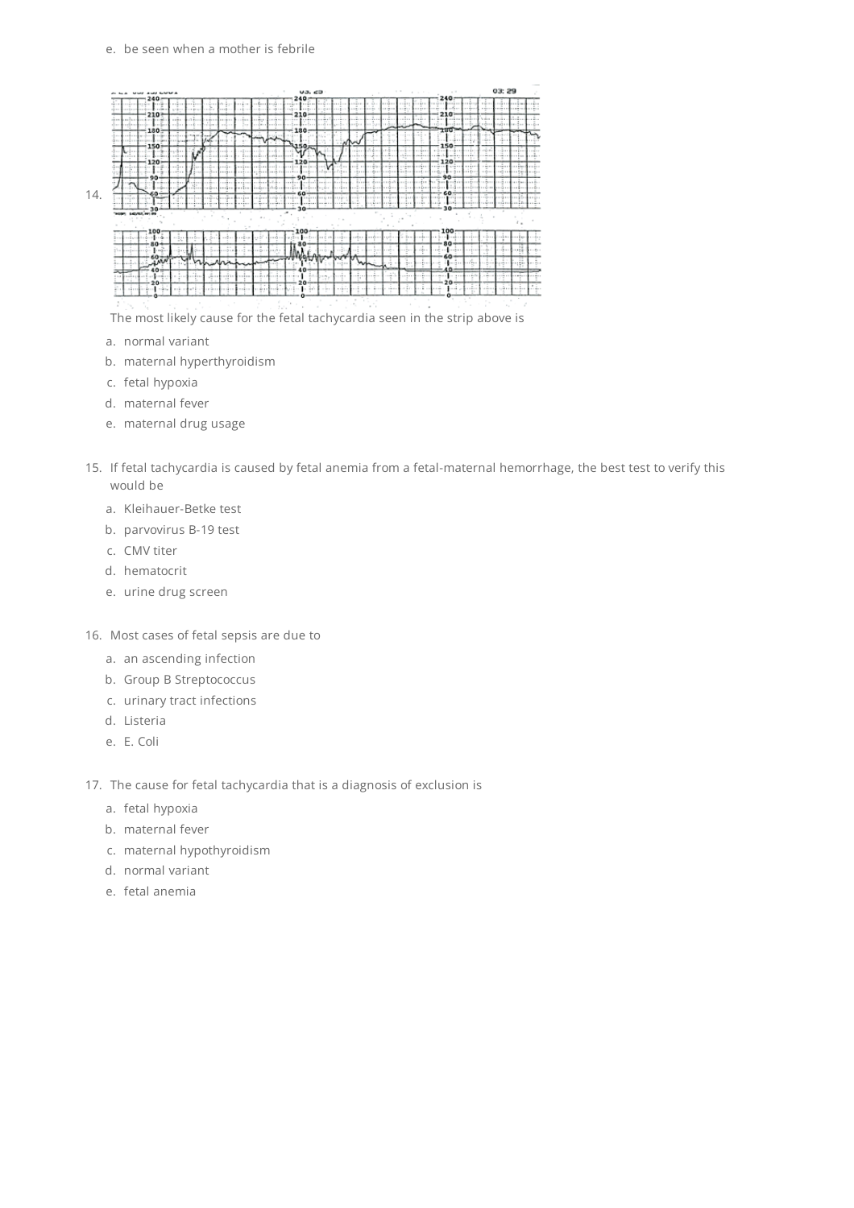e. be seen when a mother is febrile

14. The most likely cause for the fetal tachycardia seen in the strip above is

a. normal variant
b. maternal hyperthyroidism
c. fetal hypoxia
d. maternal fever
e. maternal drug usage

15. If fetal tachycardia is caused by fetal anemia from a fetal-maternal hemorrhage, the best test to verify this would be

a. Kleihauer-Betke test
b. parvovirus B-19 test
c. CMV titer
d. hematocrit
e. urine drug screen

16. Most cases of fetal sepsis are due to

a. an ascending infection
b. Group B Streptococcus
c. urinary tract infections
d. Listeria
e. E. Coli

17. The cause for fetal tachycardia that is a diagnosis of exclusion is

a. fetal hypoxia
b. maternal fever
c. maternal hypothyroidism
d. normal variant
e. fetal anemia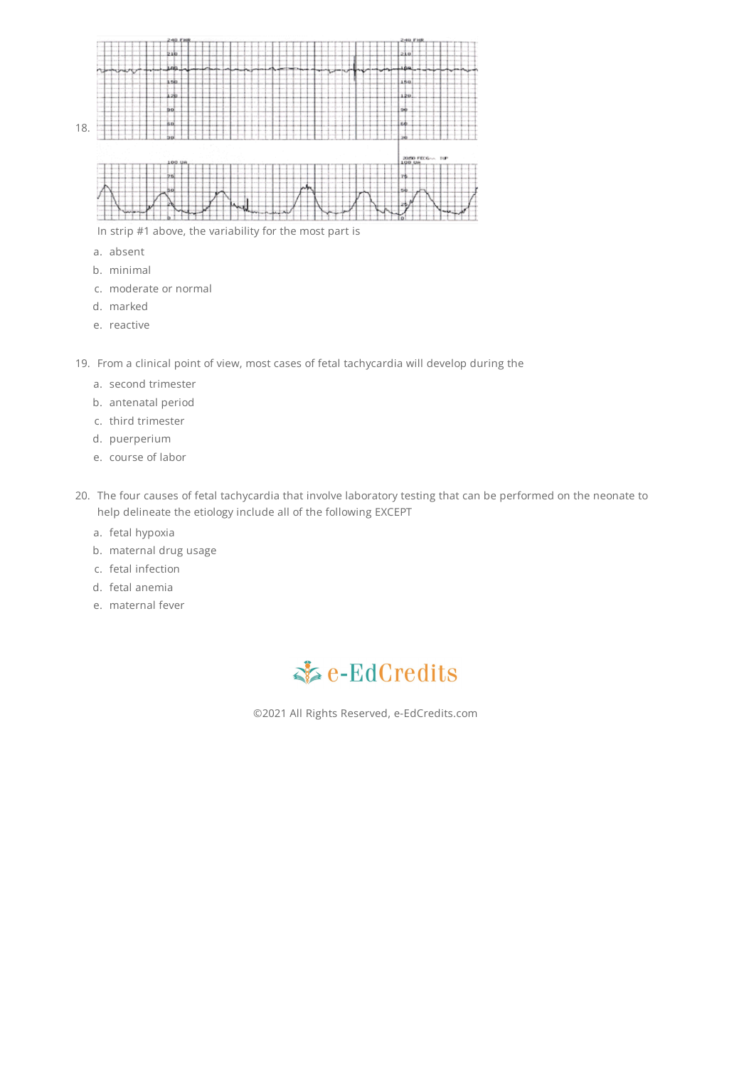18. 

240 FHR

210

180

150

120

90

60

30

100 UA

75

50

25

0

240 FHR

210

180

150

120

90

60

30

2050 FECG--- IUP

100 UA

75

50

25

0

In strip #1 above, the variability for the most part is

a. absent
b. minimal
c. moderate or normal
d. marked
e. reactive

19. From a clinical point of view, most cases of fetal tachycardia will develop during the

a. second trimester
b. antenatal period
c. third trimester
d. puerperium
e. course of labor

20. The four causes of fetal tachycardia that involve laboratory testing that can be performed on the neonate to help delineate the etiology include all of the following EXCEPT

a. fetal hypoxia
b. maternal drug usage
c. fetal infection
d. fetal anemia
e. maternal fever

e-EdCredits

©2021 All Rights Reserved, e-EdCredits.com